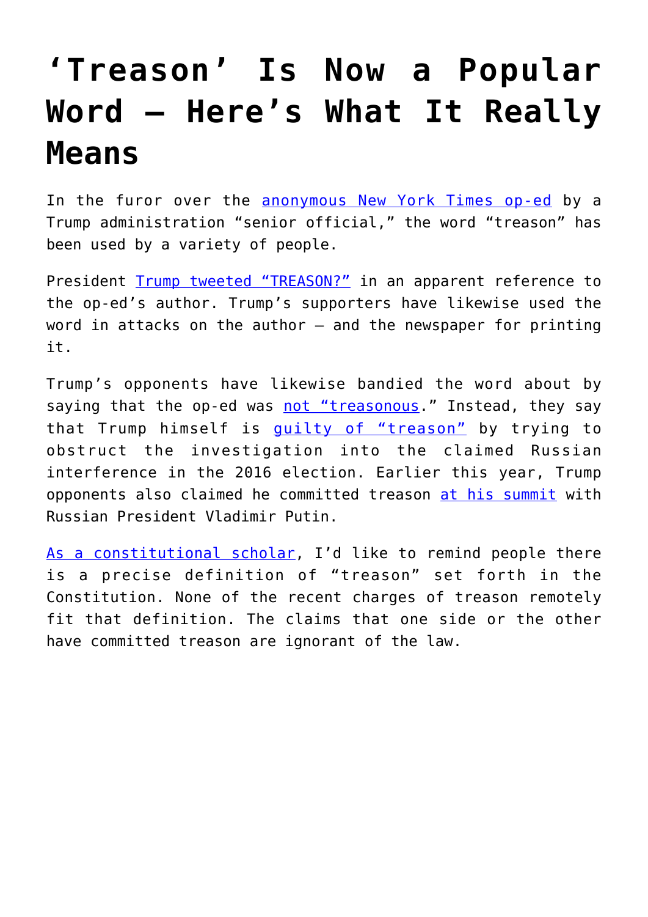# 'Treason' Is Now a Popular Word – Here's What It Really Means

In the furor over the anonymous New York Times op-ed by a Trump administration "senior official," the word "treason" has been used by a variety of people.

President Trump tweeted "TREASON?" in an apparent reference to the op-ed's author. Trump's supporters have likewise used the word in attacks on the author – and the newspaper for printing it.

Trump's opponents have likewise bandied the word about by saying that the op-ed was not "treasonous." Instead, they say that Trump himself is guilty of "treason" by trying to obstruct the investigation into the claimed Russian interference in the 2016 election. Earlier this year, Trump opponents also claimed he committed treason at his summit with Russian President Vladimir Putin.

As a constitutional scholar, I'd like to remind people there is a precise definition of "treason" set forth in the Constitution. None of the recent charges of treason remotely fit that definition. The claims that one side or the other have committed treason are ignorant of the law.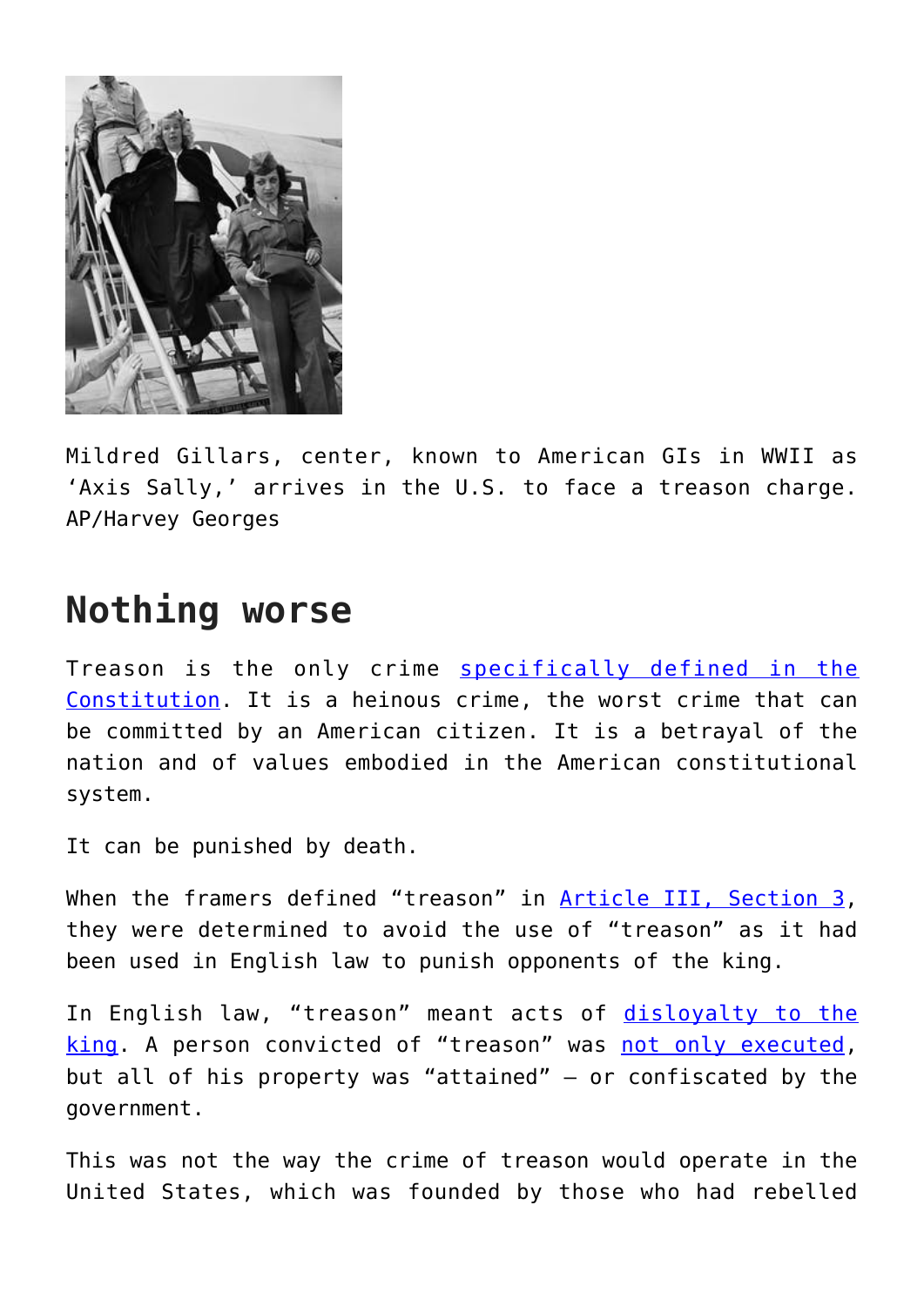Mildred Gillars, center, known to American GIs in WWII as 'Axis Sally,' arrives in the U.S. to face a treason charge. AP/Harvey Georges

## Nothing worse

Treason is the only crime specifically defined in the Constitution. It is a heinous crime, the worst crime that can be committed by an American citizen. It is a betrayal of the nation and of values embodied in the American constitutional system.

It can be punished by death.

When the framers defined "treason" in Article III, Section 3, they were determined to avoid the use of "treason" as it had been used in English law to punish opponents of the king.

In English law, "treason" meant acts of disloyalty to the king. A person convicted of "treason" was not only executed, but all of his property was "attained" – or confiscated by the government.

This was not the way the crime of treason would operate in the United States, which was founded by those who had rebelled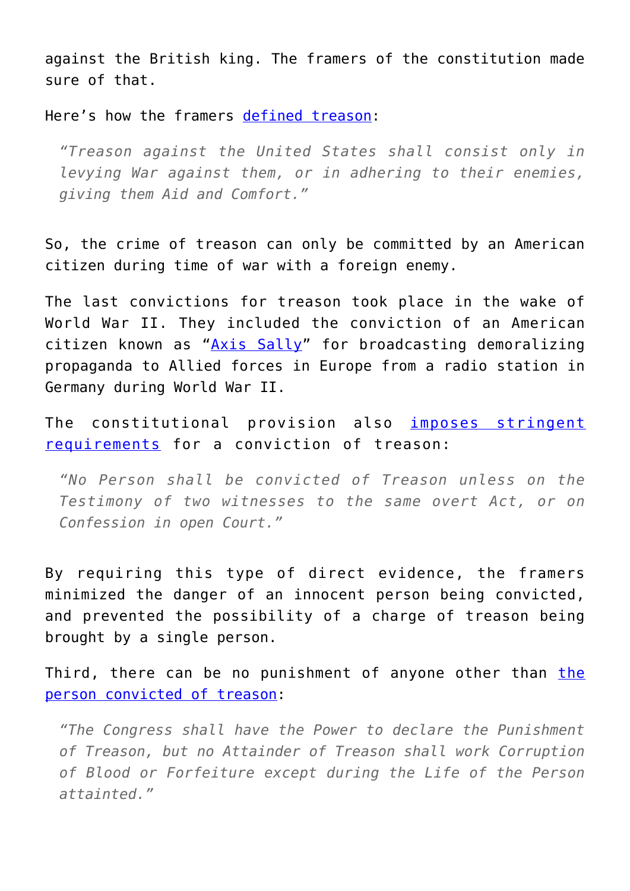against the British king. The framers of the constitution made sure of that.

Here's how the framers [defined treason]:

> *"Treason against the United States shall consist only in levying War against them, or in adhering to their enemies, giving them Aid and Comfort."*

So, the crime of treason can only be committed by an American citizen during time of war with a foreign enemy.

The last convictions for treason took place in the wake of World War II. They included the conviction of an American citizen known as "[Axis Sally]" for broadcasting demoralizing propaganda to Allied forces in Europe from a radio station in Germany during World War II.

The constitutional provision also [imposes stringent requirements] for a conviction of treason:

> *"No Person shall be convicted of Treason unless on the Testimony of two witnesses to the same overt Act, or on Confession in open Court."*

By requiring this type of direct evidence, the framers minimized the danger of an innocent person being convicted, and prevented the possibility of a charge of treason being brought by a single person.

Third, there can be no punishment of anyone other than [the person convicted of treason]:

> *"The Congress shall have the Power to declare the Punishment of Treason, but no Attainder of Treason shall work Corruption of Blood or Forfeiture except during the Life of the Person attainted."*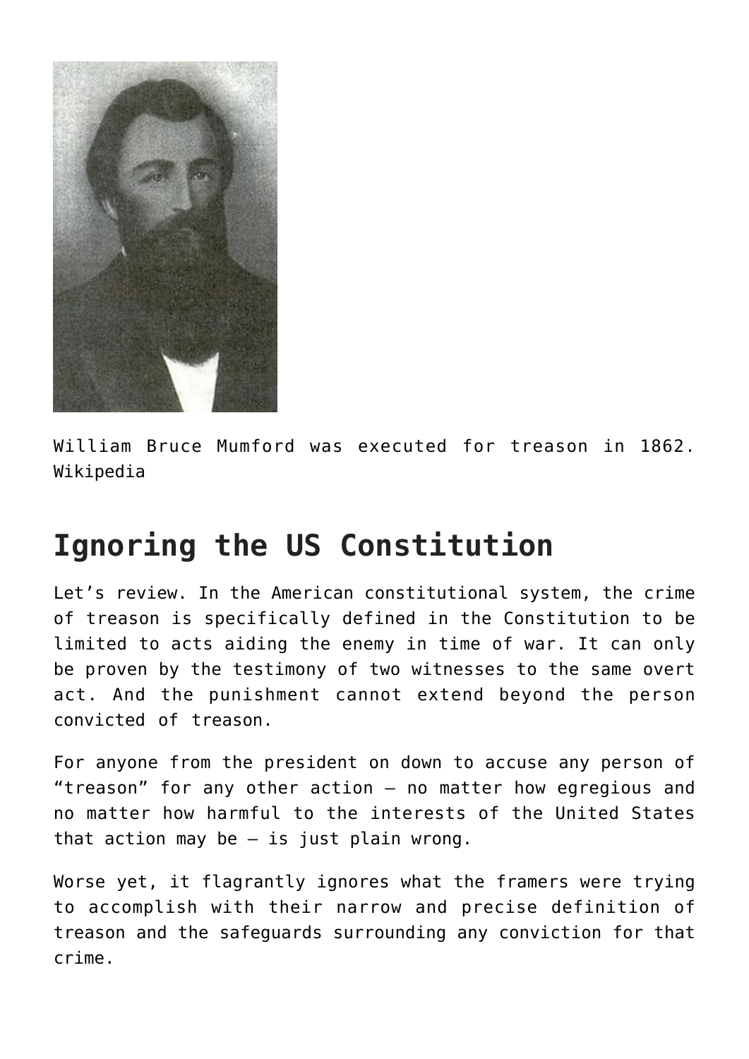William Bruce Mumford was executed for treason in 1862. Wikipedia

## Ignoring the US Constitution

Let's review. In the American constitutional system, the crime of treason is specifically defined in the Constitution to be limited to acts aiding the enemy in time of war. It can only be proven by the testimony of two witnesses to the same overt act. And the punishment cannot extend beyond the person convicted of treason.

For anyone from the president on down to accuse any person of "treason" for any other action – no matter how egregious and no matter how harmful to the interests of the United States that action may be – is just plain wrong.

Worse yet, it flagrantly ignores what the framers were trying to accomplish with their narrow and precise definition of treason and the safeguards surrounding any conviction for that crime.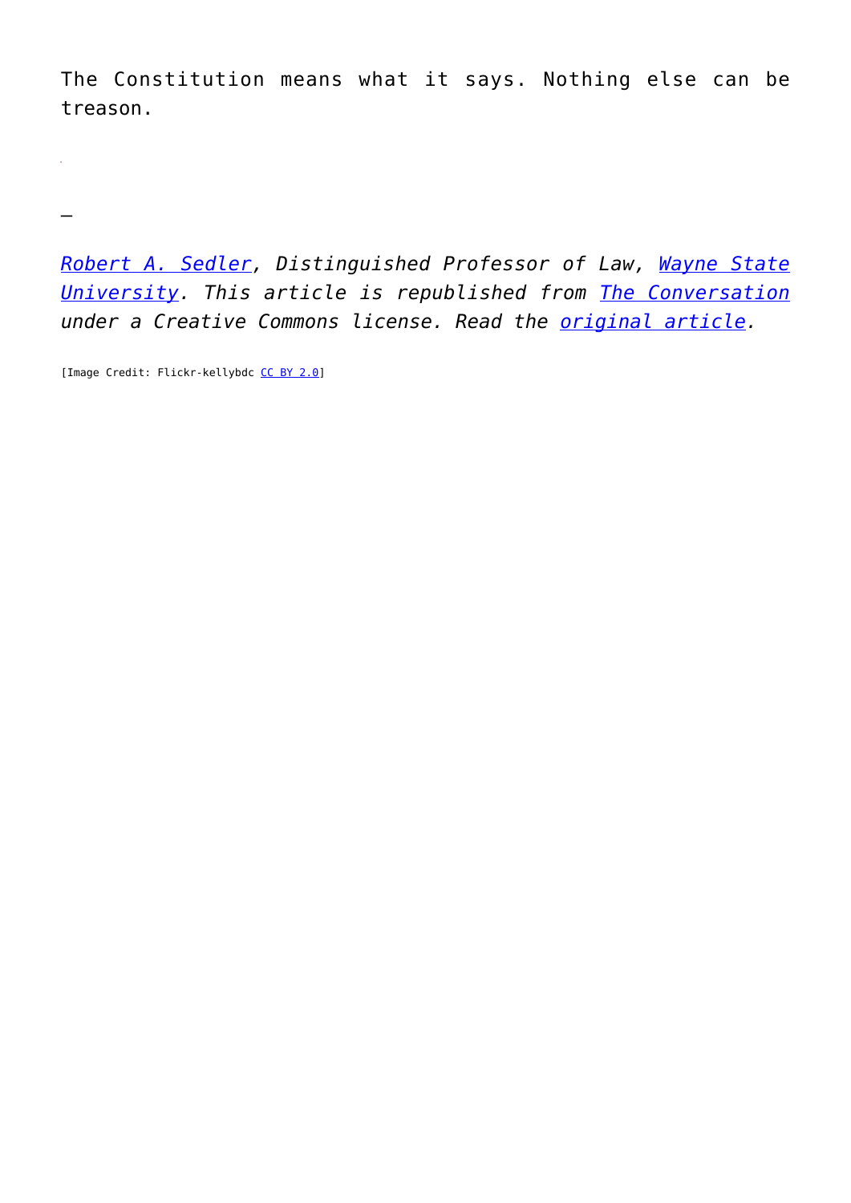The Constitution means what it says. Nothing else can be treason.

—

*[Robert A. Sedler](https://theconversation.com/profiles/robert-a-sedler-421634), Distinguished Professor of Law, [Wayne State University](http://theconversation.com/institutions/wayne-state-university-1131). This article is republished from [The Conversation](http://theconversation.com) under a Creative Commons license. Read the [original article](https://theconversation.com).*

[Image Credit: Flickr-kellybdc [CC BY 2.0](https://creativecommons.org/licenses/by/2.0/)]